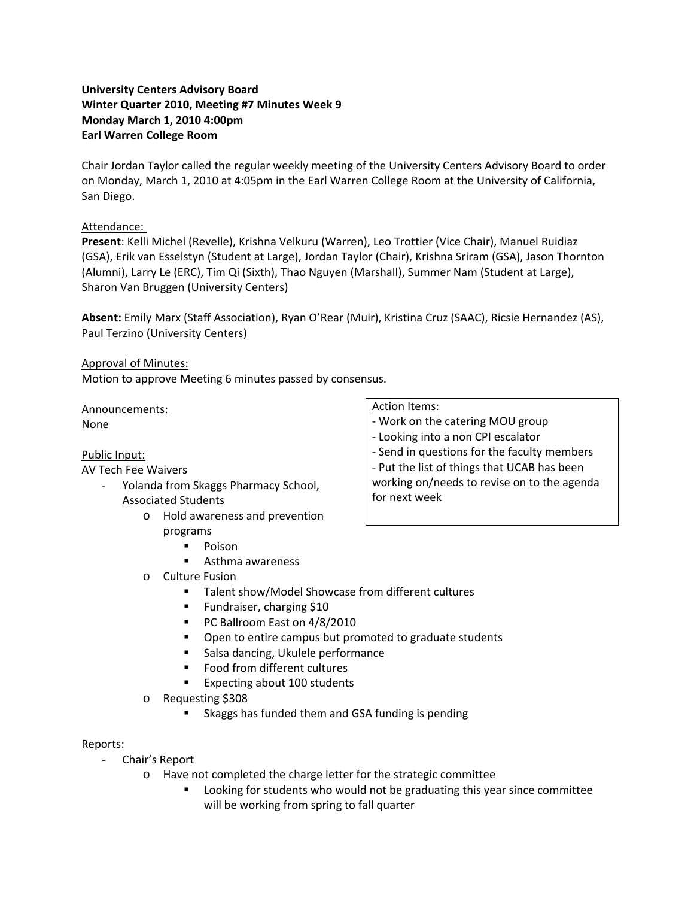**University Centers Advisory Board**
**Winter Quarter 2010, Meeting #7 Minutes Week 9**
**Monday March 1, 2010 4:00pm**
**Earl Warren College Room**

Chair Jordan Taylor called the regular weekly meeting of the University Centers Advisory Board to order on Monday, March 1, 2010 at 4:05pm in the Earl Warren College Room at the University of California, San Diego.

Attendance:

**Present**: Kelli Michel (Revelle), Krishna Velkuru (Warren), Leo Trottier (Vice Chair), Manuel Ruidiaz (GSA), Erik van Esselstyn (Student at Large), Jordan Taylor (Chair), Krishna Sriram (GSA), Jason Thornton (Alumni), Larry Le (ERC), Tim Qi (Sixth), Thao Nguyen (Marshall), Summer Nam (Student at Large), Sharon Van Bruggen (University Centers)

**Absent:** Emily Marx (Staff Association), Ryan O'Rear (Muir), Kristina Cruz (SAAC), Ricsie Hernandez (AS), Paul Terzino (University Centers)

Approval of Minutes:

Motion to approve Meeting 6 minutes passed by consensus.

Action Items:
- Work on the catering MOU group
- Looking into a non CPI escalator
- Send in questions for the faculty members
- Put the list of things that UCAB has been working on/needs to revise on to the agenda for next week

Announcements:

None

Public Input:

AV Tech Fee Waivers

- Yolanda from Skaggs Pharmacy School, Associated Students
  - Hold awareness and prevention programs
    - Poison
    - Asthma awareness
  - Culture Fusion
    - Talent show/Model Showcase from different cultures
    - Fundraiser, charging $10
    - PC Ballroom East on 4/8/2010
    - Open to entire campus but promoted to graduate students
    - Salsa dancing, Ukulele performance
    - Food from different cultures
    - Expecting about 100 students
  - Requesting $308
    - Skaggs has funded them and GSA funding is pending

Reports:

- Chair's Report
  - Have not completed the charge letter for the strategic committee
    - Looking for students who would not be graduating this year since committee will be working from spring to fall quarter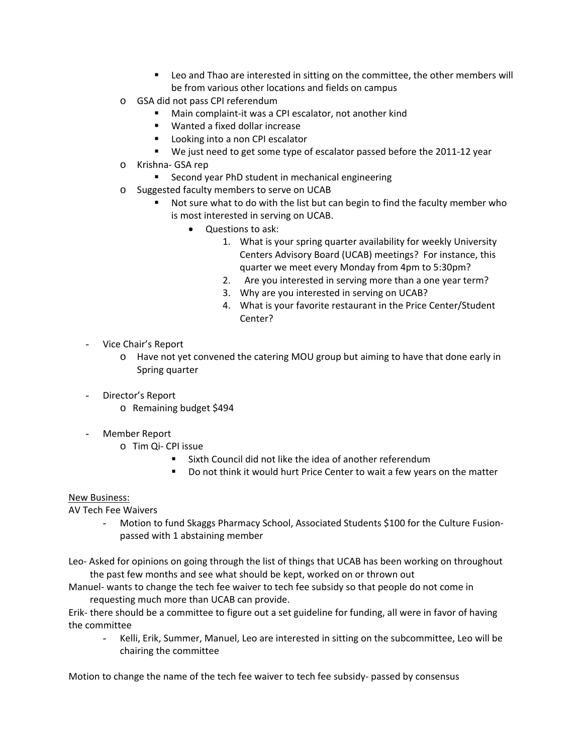- Leo and Thao are interested in sitting on the committee, the other members will be from various other locations and fields on campus
    - GSA did not pass CPI referendum
        - Main complaint-it was a CPI escalator, not another kind
        - Wanted a fixed dollar increase
        - Looking into a non CPI escalator
        - We just need to get some type of escalator passed before the 2011-12 year
    - Krishna- GSA rep
        - Second year PhD student in mechanical engineering
    - Suggested faculty members to serve on UCAB
        - Not sure what to do with the list but can begin to find the faculty member who is most interested in serving on UCAB.
            - Questions to ask:
                1. What is your spring quarter availability for weekly University Centers Advisory Board (UCAB) meetings? For instance, this quarter we meet every Monday from 4pm to 5:30pm?
                2. Are you interested in serving more than a one year term?
                3. Why are you interested in serving on UCAB?
                4. What is your favorite restaurant in the Price Center/Student Center?

- Vice Chair's Report
    - Have not yet convened the catering MOU group but aiming to have that done early in Spring quarter

- Director's Report
    - Remaining budget $494

- Member Report
    - Tim Qi- CPI issue
        - Sixth Council did not like the idea of another referendum
        - Do not think it would hurt Price Center to wait a few years on the matter

<u>New Business:</u>

AV Tech Fee Waivers

- Motion to fund Skaggs Pharmacy School, Associated Students $100 for the Culture Fusion- passed with 1 abstaining member

Leo- Asked for opinions on going through the list of things that UCAB has been working on throughout the past few months and see what should be kept, worked on or thrown out

Manuel- wants to change the tech fee waiver to tech fee subsidy so that people do not come in requesting much more than UCAB can provide.

Erik- there should be a committee to figure out a set guideline for funding, all were in favor of having the committee

- Kelli, Erik, Summer, Manuel, Leo are interested in sitting on the subcommittee, Leo will be chairing the committee

Motion to change the name of the tech fee waiver to tech fee subsidy- passed by consensus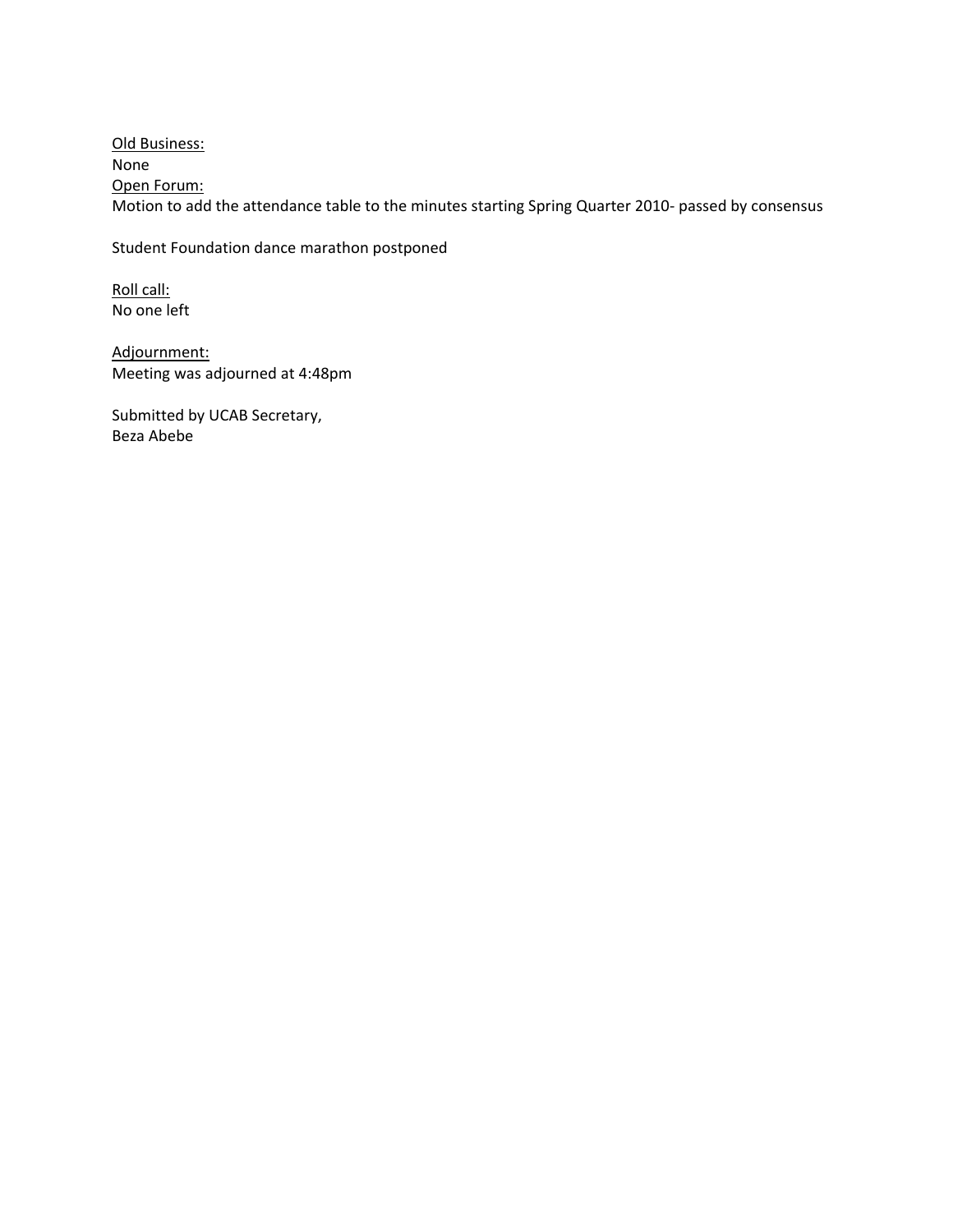<u>Old Business:</u>
None
<u>Open Forum:</u>
Motion to add the attendance table to the minutes starting Spring Quarter 2010- passed by consensus

Student Foundation dance marathon postponed

<u>Roll call:</u>
No one left

<u>Adjournment:</u>
Meeting was adjourned at 4:48pm

Submitted by UCAB Secretary,
Beza Abebe